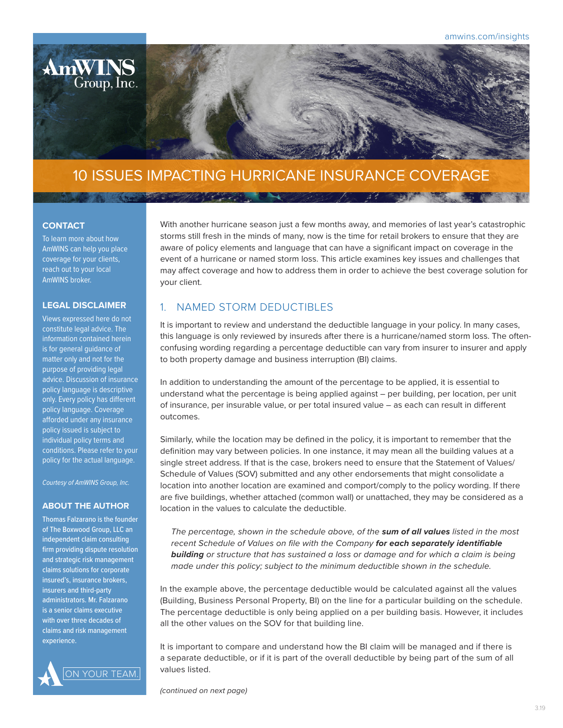# 10 ISSUES IMPACTING HURRICANE INSURANCE COVERAGE

With another hurricane season just a few months away, and memories of last year's catastrophic storms still fresh in the minds of many, now is the time for retail brokers to ensure that they are aware of policy elements and language that can have a significant impact on coverage in the event of a hurricane or named storm loss. This article examines key issues and challenges that may affect coverage and how to address them in order to achieve the best coverage solution for your client.

## 1. NAMED STORM DEDUCTIBLES

It is important to review and understand the deductible language in your policy. In many cases, this language is only reviewed by insureds after there is a hurricane/named storm loss. The often-confusing wording regarding a percentage deductible can vary from insurer to insurer and apply to both property damage and business interruption (BI) claims.

In addition to understanding the amount of the percentage to be applied, it is essential to understand what the percentage is being applied against – per building, per location, per unit of insurance, per insurable value, or per total insured value – as each can result in different outcomes.

Similarly, while the location may be defined in the policy, it is important to remember that the definition may vary between policies. In one instance, it may mean all the building values at a single street address. If that is the case, brokers need to ensure that the Statement of Values/Schedule of Values (SOV) submitted and any other endorsements that might consolidate a location into another location are examined and comport/comply to the policy wording. If there are five buildings, whether attached (common wall) or unattached, they may be considered as a location in the values to calculate the deductible.

> *The percentage, shown in the schedule above, of the* ***sum of all values*** *listed in the most recent Schedule of Values on file with the Company* ***for each separately identifiable building*** *or structure that has sustained a loss or damage and for which a claim is being made under this policy; subject to the minimum deductible shown in the schedule.*

In the example above, the percentage deductible would be calculated against all the values (Building, Business Personal Property, BI) on the line for a particular building on the schedule. The percentage deductible is only being applied on a per building basis. However, it includes all the other values on the SOV for that building line.

It is important to compare and understand how the BI claim will be managed and if there is a separate deductible, or if it is part of the overall deductible by being part of the sum of all values listed.

*(continued on next page)*

### CONTACT

To learn more about how AmWINS can help you place coverage for your clients, reach out to your local AmWINS broker.

### LEGAL DISCLAIMER

Views expressed here do not constitute legal advice. The information contained herein is for general guidance of matter only and not for the purpose of providing legal advice. Discussion of insurance policy language is descriptive only. Every policy has different policy language. Coverage afforded under any insurance policy issued is subject to individual policy terms and conditions. Please refer to your policy for the actual language.

*Courtesy of AmWINS Group, Inc.*

### ABOUT THE AUTHOR

Thomas Falzarano is the founder of The Boxwood Group, LLC an independent claim consulting firm providing dispute resolution and strategic risk management claims solutions for corporate insured's, insurance brokers, insurers and third-party administrators. Mr. Falzarano is a senior claims executive with over three decades of claims and risk management experience.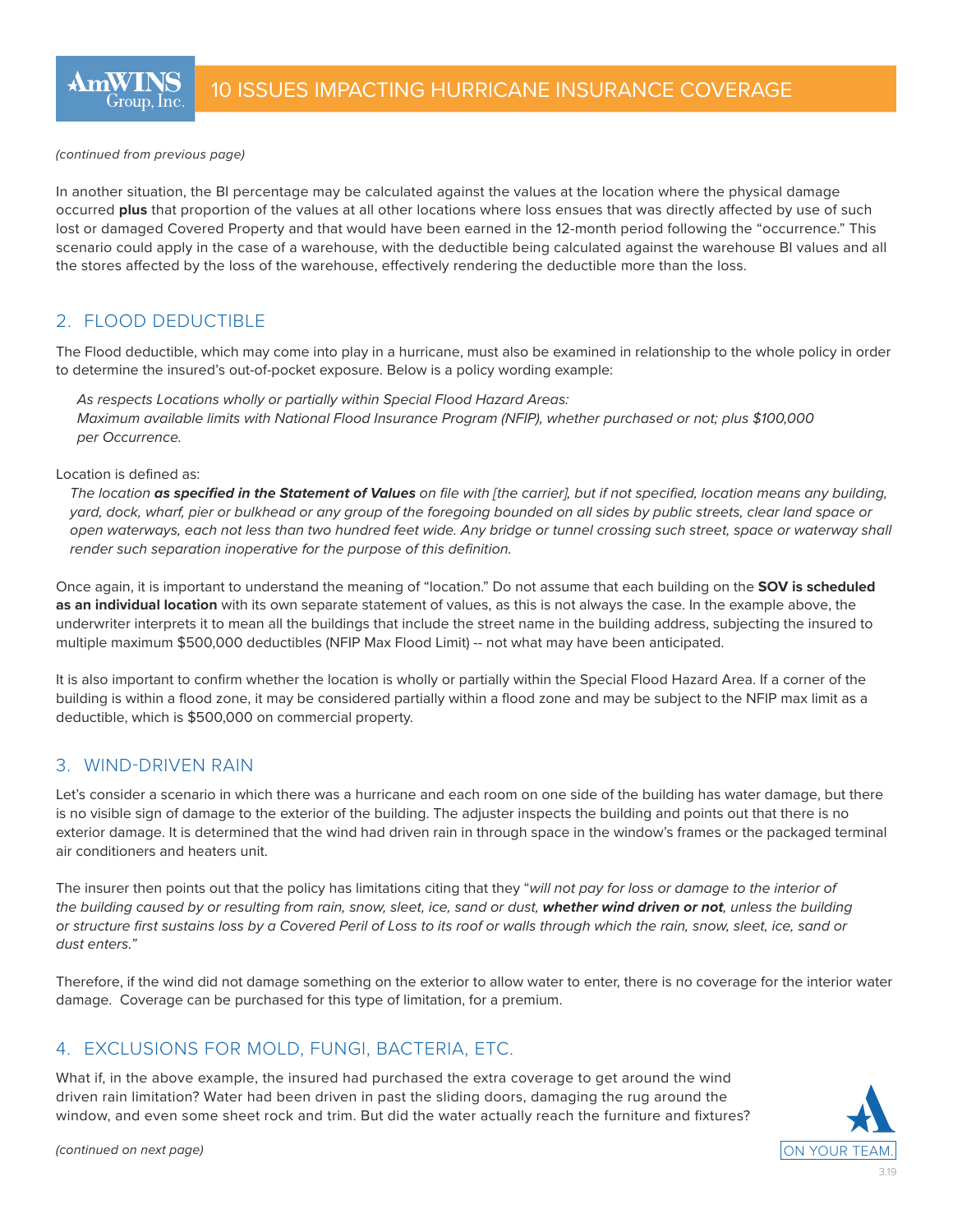*(continued from previous page)*

In another situation, the BI percentage may be calculated against the values at the location where the physical damage occurred **plus** that proportion of the values at all other locations where loss ensues that was directly affected by use of such lost or damaged Covered Property and that would have been earned in the 12-month period following the "occurrence." This scenario could apply in the case of a warehouse, with the deductible being calculated against the warehouse BI values and all the stores affected by the loss of the warehouse, effectively rendering the deductible more than the loss.

## 2. FLOOD DEDUCTIBLE

The Flood deductible, which may come into play in a hurricane, must also be examined in relationship to the whole policy in order to determine the insured's out-of-pocket exposure. Below is a policy wording example:

> *As respects Locations wholly or partially within Special Flood Hazard Areas:*
> *Maximum available limits with National Flood Insurance Program (NFIP), whether purchased or not; plus $100,000 per Occurrence.*

Location is defined as:

> *The location* ***as specified in the Statement of Values*** *on file with [the carrier], but if not specified, location means any building, yard, dock, wharf, pier or bulkhead or any group of the foregoing bounded on all sides by public streets, clear land space or open waterways, each not less than two hundred feet wide. Any bridge or tunnel crossing such street, space or waterway shall render such separation inoperative for the purpose of this definition.*

Once again, it is important to understand the meaning of "location." Do not assume that each building on the **SOV is scheduled as an individual location** with its own separate statement of values, as this is not always the case. In the example above, the underwriter interprets it to mean all the buildings that include the street name in the building address, subjecting the insured to multiple maximum $500,000 deductibles (NFIP Max Flood Limit) -- not what may have been anticipated.

It is also important to confirm whether the location is wholly or partially within the Special Flood Hazard Area. If a corner of the building is within a flood zone, it may be considered partially within a flood zone and may be subject to the NFIP max limit as a deductible, which is $500,000 on commercial property.

## 3. WIND-DRIVEN RAIN

Let's consider a scenario in which there was a hurricane and each room on one side of the building has water damage, but there is no visible sign of damage to the exterior of the building. The adjuster inspects the building and points out that there is no exterior damage. It is determined that the wind had driven rain in through space in the window's frames or the packaged terminal air conditioners and heaters unit.

The insurer then points out that the policy has limitations citing that they "*will not pay for loss or damage to the interior of the building caused by or resulting from rain, snow, sleet, ice, sand or dust,* ***whether wind driven or not****, unless the building or structure first sustains loss by a Covered Peril of Loss to its roof or walls through which the rain, snow, sleet, ice, sand or dust enters.*"

Therefore, if the wind did not damage something on the exterior to allow water to enter, there is no coverage for the interior water damage. Coverage can be purchased for this type of limitation, for a premium.

## 4. EXCLUSIONS FOR MOLD, FUNGI, BACTERIA, ETC.

What if, in the above example, the insured had purchased the extra coverage to get around the wind driven rain limitation? Water had been driven in past the sliding doors, damaging the rug around the window, and even some sheet rock and trim. But did the water actually reach the furniture and fixtures?

*(continued on next page)*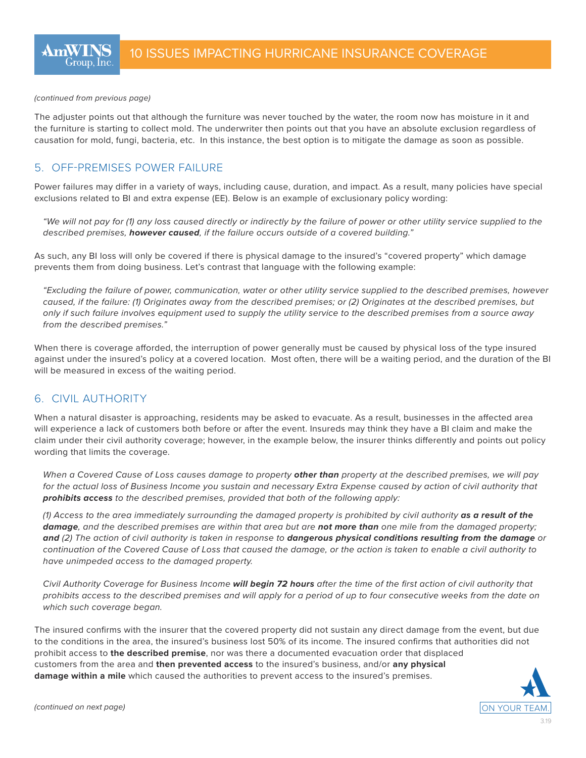*(continued from previous page)*

The adjuster points out that although the furniture was never touched by the water, the room now has moisture in it and the furniture is starting to collect mold. The underwriter then points out that you have an absolute exclusion regardless of causation for mold, fungi, bacteria, etc. In this instance, the best option is to mitigate the damage as soon as possible.

## 5. OFF-PREMISES POWER FAILURE

Power failures may differ in a variety of ways, including cause, duration, and impact. As a result, many policies have special exclusions related to BI and extra expense (EE). Below is an example of exclusionary policy wording:

> *"We will not pay for (1) any loss caused directly or indirectly by the failure of power or other utility service supplied to the described premises, **however caused**, if the failure occurs outside of a covered building."*

As such, any BI loss will only be covered if there is physical damage to the insured's "covered property" which damage prevents them from doing business. Let's contrast that language with the following example:

> *"Excluding the failure of power, communication, water or other utility service supplied to the described premises, however caused, if the failure: (1) Originates away from the described premises; or (2) Originates at the described premises, but only if such failure involves equipment used to supply the utility service to the described premises from a source away from the described premises."*

When there is coverage afforded, the interruption of power generally must be caused by physical loss of the type insured against under the insured's policy at a covered location. Most often, there will be a waiting period, and the duration of the BI will be measured in excess of the waiting period.

## 6. CIVIL AUTHORITY

When a natural disaster is approaching, residents may be asked to evacuate. As a result, businesses in the affected area will experience a lack of customers both before or after the event. Insureds may think they have a BI claim and make the claim under their civil authority coverage; however, in the example below, the insurer thinks differently and points out policy wording that limits the coverage.

> *When a Covered Cause of Loss causes damage to property **other than** property at the described premises, we will pay for the actual loss of Business Income you sustain and necessary Extra Expense caused by action of civil authority that **prohibits access** to the described premises, provided that both of the following apply:*
>
> *(1) Access to the area immediately surrounding the damaged property is prohibited by civil authority **as a result of the damage**, and the described premises are within that area but are **not more than** one mile from the damaged property; **and** (2) The action of civil authority is taken in response to **dangerous physical conditions resulting from the damage** or continuation of the Covered Cause of Loss that caused the damage, or the action is taken to enable a civil authority to have unimpeded access to the damaged property.*
>
> *Civil Authority Coverage for Business Income **will begin 72 hours** after the time of the first action of civil authority that prohibits access to the described premises and will apply for a period of up to four consecutive weeks from the date on which such coverage began.*

The insured confirms with the insurer that the covered property did not sustain any direct damage from the event, but due to the conditions in the area, the insured's business lost 50% of its income. The insured confirms that authorities did not prohibit access to **the described premise**, nor was there a documented evacuation order that displaced customers from the area and **then prevented access** to the insured's business, and/or **any physical damage within a mile** which caused the authorities to prevent access to the insured's premises.

*(continued on next page)*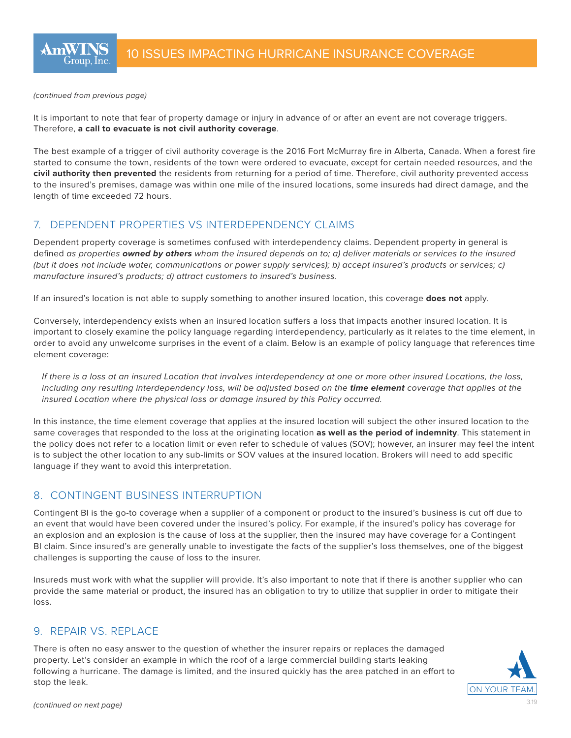*(continued from previous page)*

It is important to note that fear of property damage or injury in advance of or after an event are not coverage triggers. Therefore, **a call to evacuate is not civil authority coverage**.

The best example of a trigger of civil authority coverage is the 2016 Fort McMurray fire in Alberta, Canada. When a forest fire started to consume the town, residents of the town were ordered to evacuate, except for certain needed resources, and the **civil authority then prevented** the residents from returning for a period of time. Therefore, civil authority prevented access to the insured's premises, damage was within one mile of the insured locations, some insureds had direct damage, and the length of time exceeded 72 hours.

## 7. DEPENDENT PROPERTIES VS INTERDEPENDENCY CLAIMS

Dependent property coverage is sometimes confused with interdependency claims. Dependent property in general is defined *as properties* ***owned by others*** *whom the insured depends on to; a) deliver materials or services to the insured (but it does not include water, communications or power supply services); b) accept insured's products or services; c) manufacture insured's products; d) attract customers to insured's business.*

If an insured's location is not able to supply something to another insured location, this coverage **does not** apply.

Conversely, interdependency exists when an insured location suffers a loss that impacts another insured location. It is important to closely examine the policy language regarding interdependency, particularly as it relates to the time element, in order to avoid any unwelcome surprises in the event of a claim. Below is an example of policy language that references time element coverage:

> *If there is a loss at an insured Location that involves interdependency at one or more other insured Locations, the loss, including any resulting interdependency loss, will be adjusted based on the* ***time element*** *coverage that applies at the insured Location where the physical loss or damage insured by this Policy occurred.*

In this instance, the time element coverage that applies at the insured location will subject the other insured location to the same coverages that responded to the loss at the originating location **as well as the period of indemnity**. This statement in the policy does not refer to a location limit or even refer to schedule of values (SOV); however, an insurer may feel the intent is to subject the other location to any sub-limits or SOV values at the insured location. Brokers will need to add specific language if they want to avoid this interpretation.

## 8. CONTINGENT BUSINESS INTERRUPTION

Contingent BI is the go-to coverage when a supplier of a component or product to the insured's business is cut off due to an event that would have been covered under the insured's policy. For example, if the insured's policy has coverage for an explosion and an explosion is the cause of loss at the supplier, then the insured may have coverage for a Contingent BI claim. Since insured's are generally unable to investigate the facts of the supplier's loss themselves, one of the biggest challenges is supporting the cause of loss to the insurer.

Insureds must work with what the supplier will provide. It's also important to note that if there is another supplier who can provide the same material or product, the insured has an obligation to try to utilize that supplier in order to mitigate their loss.

## 9. REPAIR VS. REPLACE

There is often no easy answer to the question of whether the insurer repairs or replaces the damaged property. Let's consider an example in which the roof of a large commercial building starts leaking following a hurricane. The damage is limited, and the insured quickly has the area patched in an effort to stop the leak.

*(continued on next page)*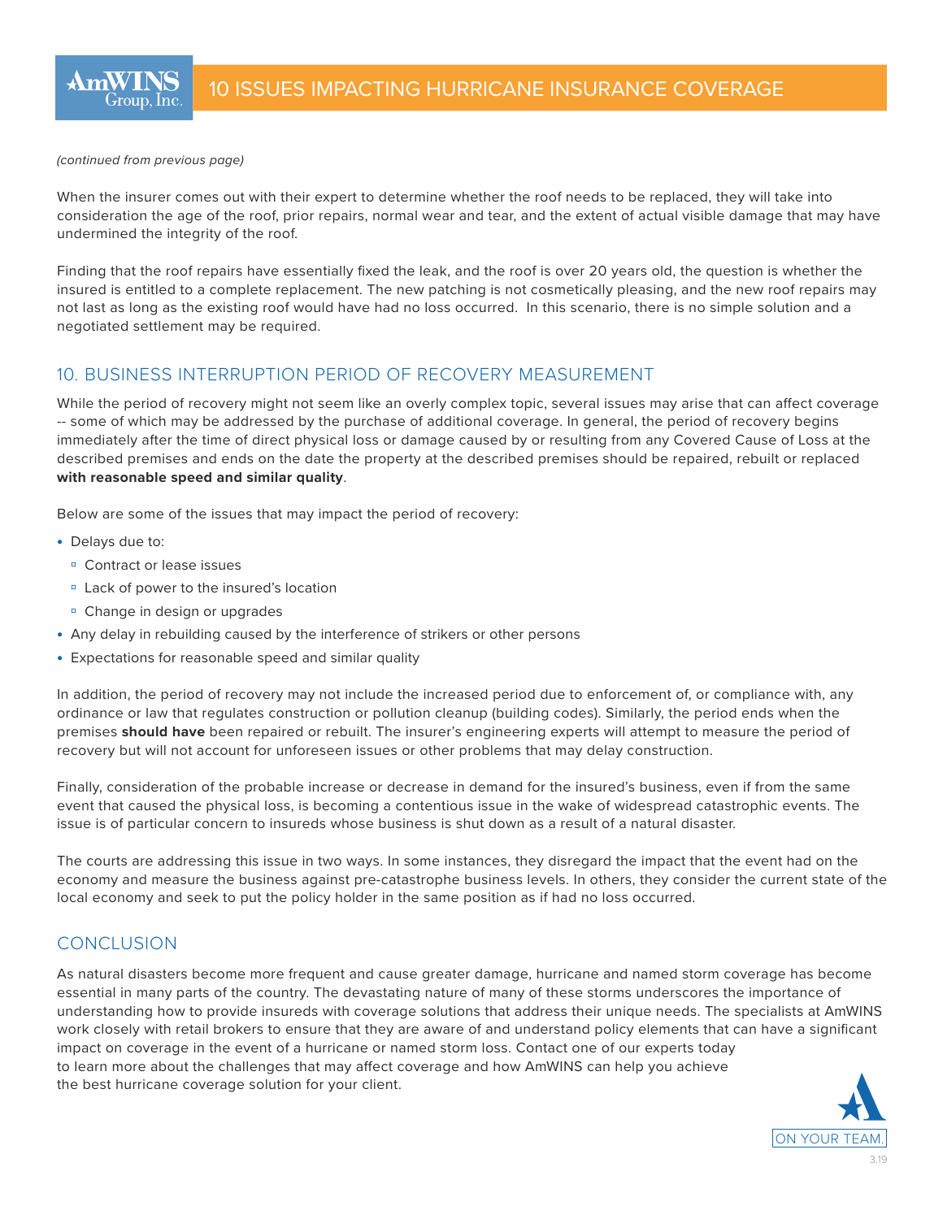*(continued from previous page)*

When the insurer comes out with their expert to determine whether the roof needs to be replaced, they will take into consideration the age of the roof, prior repairs, normal wear and tear, and the extent of actual visible damage that may have undermined the integrity of the roof.

Finding that the roof repairs have essentially fixed the leak, and the roof is over 20 years old, the question is whether the insured is entitled to a complete replacement. The new patching is not cosmetically pleasing, and the new roof repairs may not last as long as the existing roof would have had no loss occurred. In this scenario, there is no simple solution and a negotiated settlement may be required.

## 10. BUSINESS INTERRUPTION PERIOD OF RECOVERY MEASUREMENT

While the period of recovery might not seem like an overly complex topic, several issues may arise that can affect coverage -- some of which may be addressed by the purchase of additional coverage. In general, the period of recovery begins immediately after the time of direct physical loss or damage caused by or resulting from any Covered Cause of Loss at the described premises and ends on the date the property at the described premises should be repaired, rebuilt or replaced **with reasonable speed and similar quality**.

Below are some of the issues that may impact the period of recovery:

- Delays due to:
  - Contract or lease issues
  - Lack of power to the insured's location
  - Change in design or upgrades
- Any delay in rebuilding caused by the interference of strikers or other persons
- Expectations for reasonable speed and similar quality

In addition, the period of recovery may not include the increased period due to enforcement of, or compliance with, any ordinance or law that regulates construction or pollution cleanup (building codes). Similarly, the period ends when the premises **should have** been repaired or rebuilt. The insurer's engineering experts will attempt to measure the period of recovery but will not account for unforeseen issues or other problems that may delay construction.

Finally, consideration of the probable increase or decrease in demand for the insured's business, even if from the same event that caused the physical loss, is becoming a contentious issue in the wake of widespread catastrophic events. The issue is of particular concern to insureds whose business is shut down as a result of a natural disaster.

The courts are addressing this issue in two ways. In some instances, they disregard the impact that the event had on the economy and measure the business against pre-catastrophe business levels. In others, they consider the current state of the local economy and seek to put the policy holder in the same position as if had no loss occurred.

## CONCLUSION

As natural disasters become more frequent and cause greater damage, hurricane and named storm coverage has become essential in many parts of the country. The devastating nature of many of these storms underscores the importance of understanding how to provide insureds with coverage solutions that address their unique needs. The specialists at AmWINS work closely with retail brokers to ensure that they are aware of and understand policy elements that can have a significant impact on coverage in the event of a hurricane or named storm loss. Contact one of our experts today to learn more about the challenges that may affect coverage and how AmWINS can help you achieve the best hurricane coverage solution for your client.

ON YOUR TEAM.

3.19